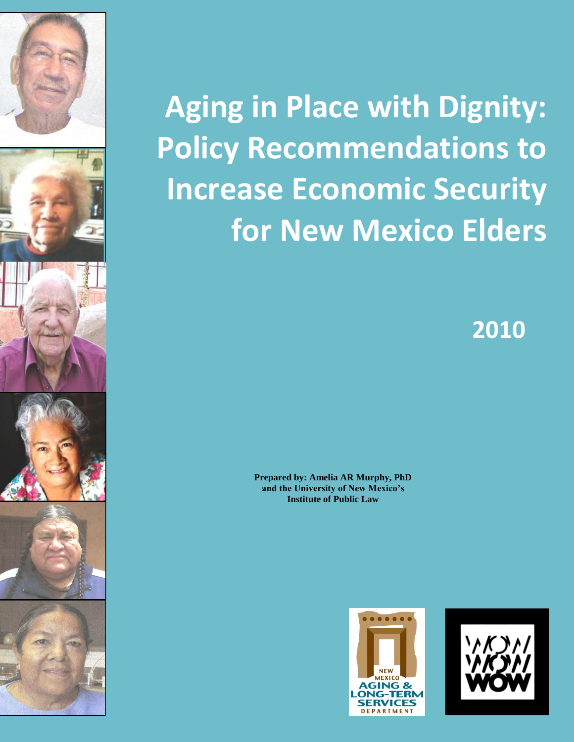# Aging in Place with Dignity: Policy Recommendations to Increase Economic Security for New Mexico Elders

**2010**

**Prepared by: Amelia AR Murphy, PhD and the University of New Mexico's Institute of Public Law**

NEW MEXICO AGING & LONG-TERM SERVICES DEPARTMENT

WOW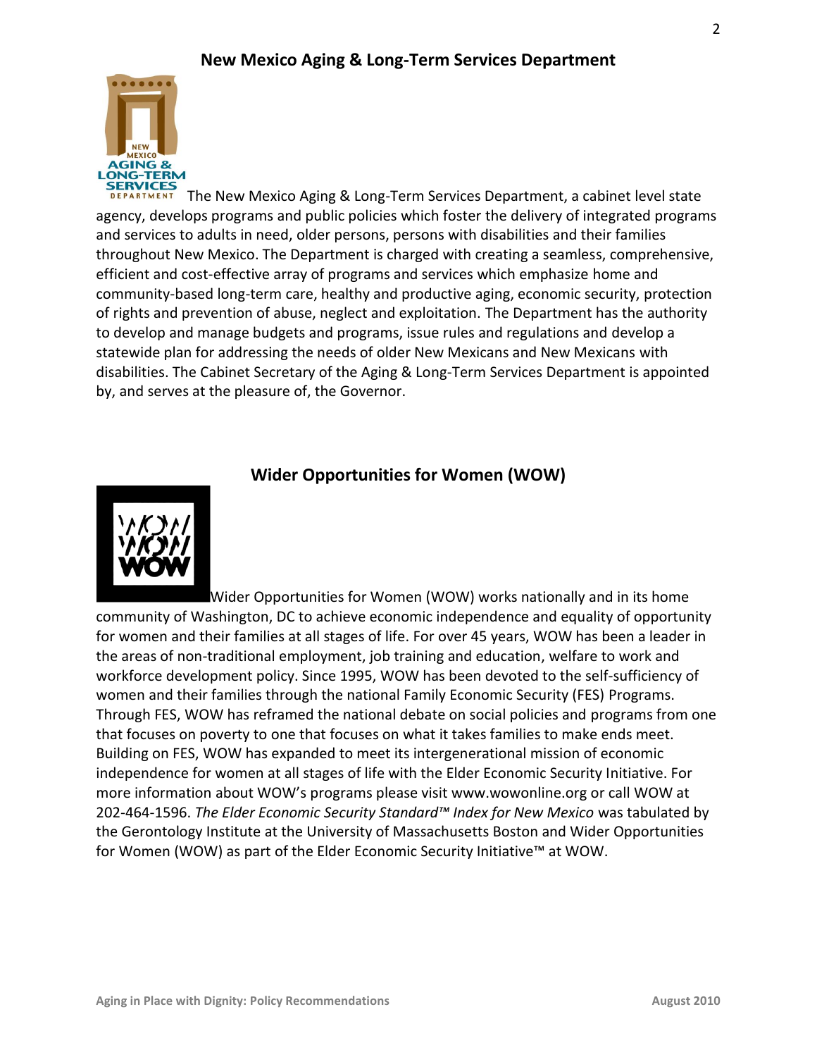## New Mexico Aging & Long-Term Services Department

The New Mexico Aging & Long-Term Services Department, a cabinet level state agency, develops programs and public policies which foster the delivery of integrated programs and services to adults in need, older persons, persons with disabilities and their families throughout New Mexico. The Department is charged with creating a seamless, comprehensive, efficient and cost-effective array of programs and services which emphasize home and community-based long-term care, healthy and productive aging, economic security, protection of rights and prevention of abuse, neglect and exploitation. The Department has the authority to develop and manage budgets and programs, issue rules and regulations and develop a statewide plan for addressing the needs of older New Mexicans and New Mexicans with disabilities. The Cabinet Secretary of the Aging & Long-Term Services Department is appointed by, and serves at the pleasure of, the Governor.

## Wider Opportunities for Women (WOW)

Wider Opportunities for Women (WOW) works nationally and in its home community of Washington, DC to achieve economic independence and equality of opportunity for women and their families at all stages of life. For over 45 years, WOW has been a leader in the areas of non-traditional employment, job training and education, welfare to work and workforce development policy. Since 1995, WOW has been devoted to the self-sufficiency of women and their families through the national Family Economic Security (FES) Programs. Through FES, WOW has reframed the national debate on social policies and programs from one that focuses on poverty to one that focuses on what it takes families to make ends meet. Building on FES, WOW has expanded to meet its intergenerational mission of economic independence for women at all stages of life with the Elder Economic Security Initiative. For more information about WOW's programs please visit www.wowonline.org or call WOW at 202-464-1596. *The Elder Economic Security Standard™ Index for New Mexico* was tabulated by the Gerontology Institute at the University of Massachusetts Boston and Wider Opportunities for Women (WOW) as part of the Elder Economic Security Initiative™ at WOW.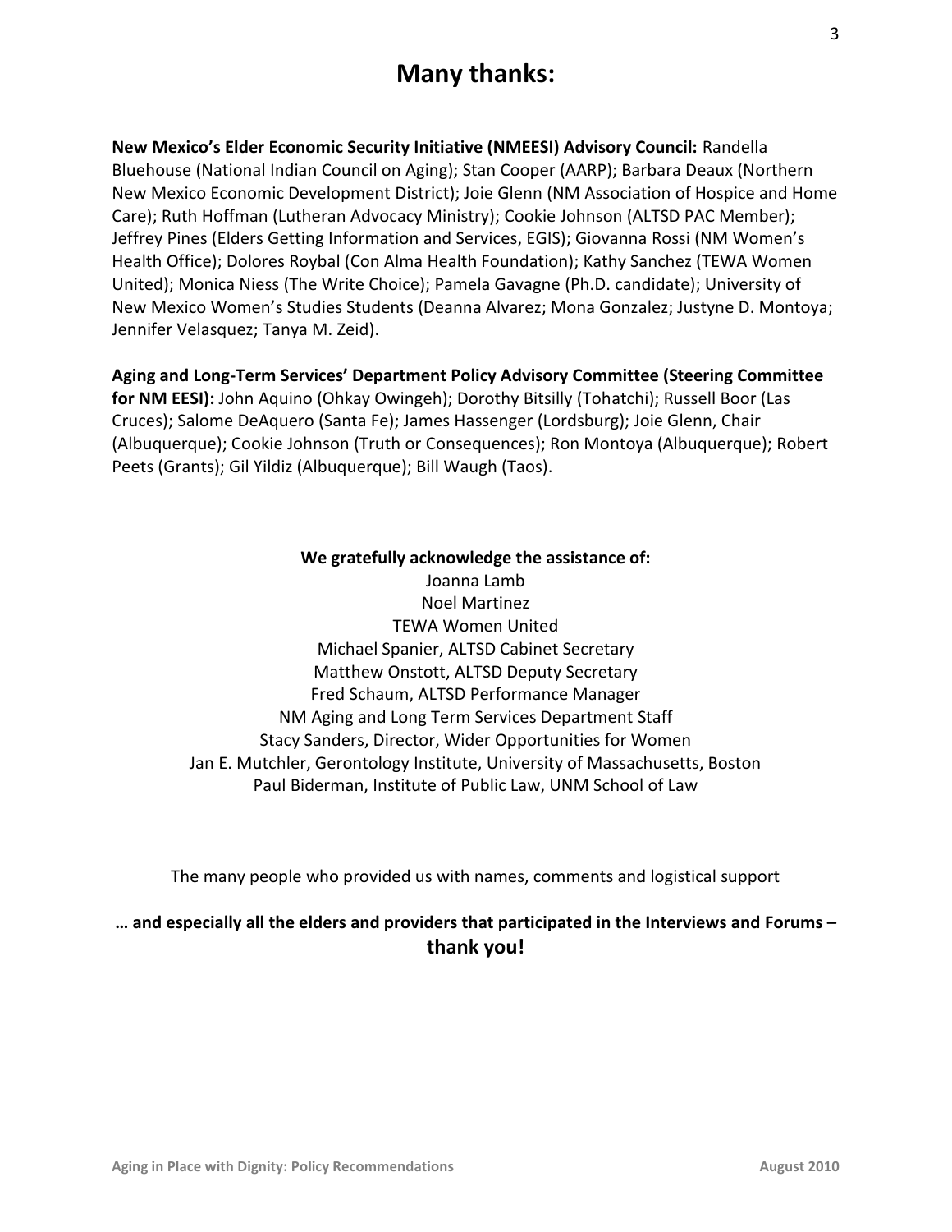# Many thanks:

**New Mexico's Elder Economic Security Initiative (NMEESI) Advisory Council:** Randella Bluehouse (National Indian Council on Aging); Stan Cooper (AARP); Barbara Deaux (Northern New Mexico Economic Development District); Joie Glenn (NM Association of Hospice and Home Care); Ruth Hoffman (Lutheran Advocacy Ministry); Cookie Johnson (ALTSD PAC Member); Jeffrey Pines (Elders Getting Information and Services, EGIS); Giovanna Rossi (NM Women's Health Office); Dolores Roybal (Con Alma Health Foundation); Kathy Sanchez (TEWA Women United); Monica Niess (The Write Choice); Pamela Gavagne (Ph.D. candidate); University of New Mexico Women's Studies Students (Deanna Alvarez; Mona Gonzalez; Justyne D. Montoya; Jennifer Velasquez; Tanya M. Zeid).

**Aging and Long-Term Services' Department Policy Advisory Committee (Steering Committee for NM EESI):** John Aquino (Ohkay Owingeh); Dorothy Bitsilly (Tohatchi); Russell Boor (Las Cruces); Salome DeAquero (Santa Fe); James Hassenger (Lordsburg); Joie Glenn, Chair (Albuquerque); Cookie Johnson (Truth or Consequences); Ron Montoya (Albuquerque); Robert Peets (Grants); Gil Yildiz (Albuquerque); Bill Waugh (Taos).

**We gratefully acknowledge the assistance of:**

Joanna Lamb
Noel Martinez
TEWA Women United
Michael Spanier, ALTSD Cabinet Secretary
Matthew Onstott, ALTSD Deputy Secretary
Fred Schaum, ALTSD Performance Manager
NM Aging and Long Term Services Department Staff
Stacy Sanders, Director, Wider Opportunities for Women
Jan E. Mutchler, Gerontology Institute, University of Massachusetts, Boston
Paul Biderman, Institute of Public Law, UNM School of Law

The many people who provided us with names, comments and logistical support

**… and especially all the elders and providers that participated in the Interviews and Forums – thank you!**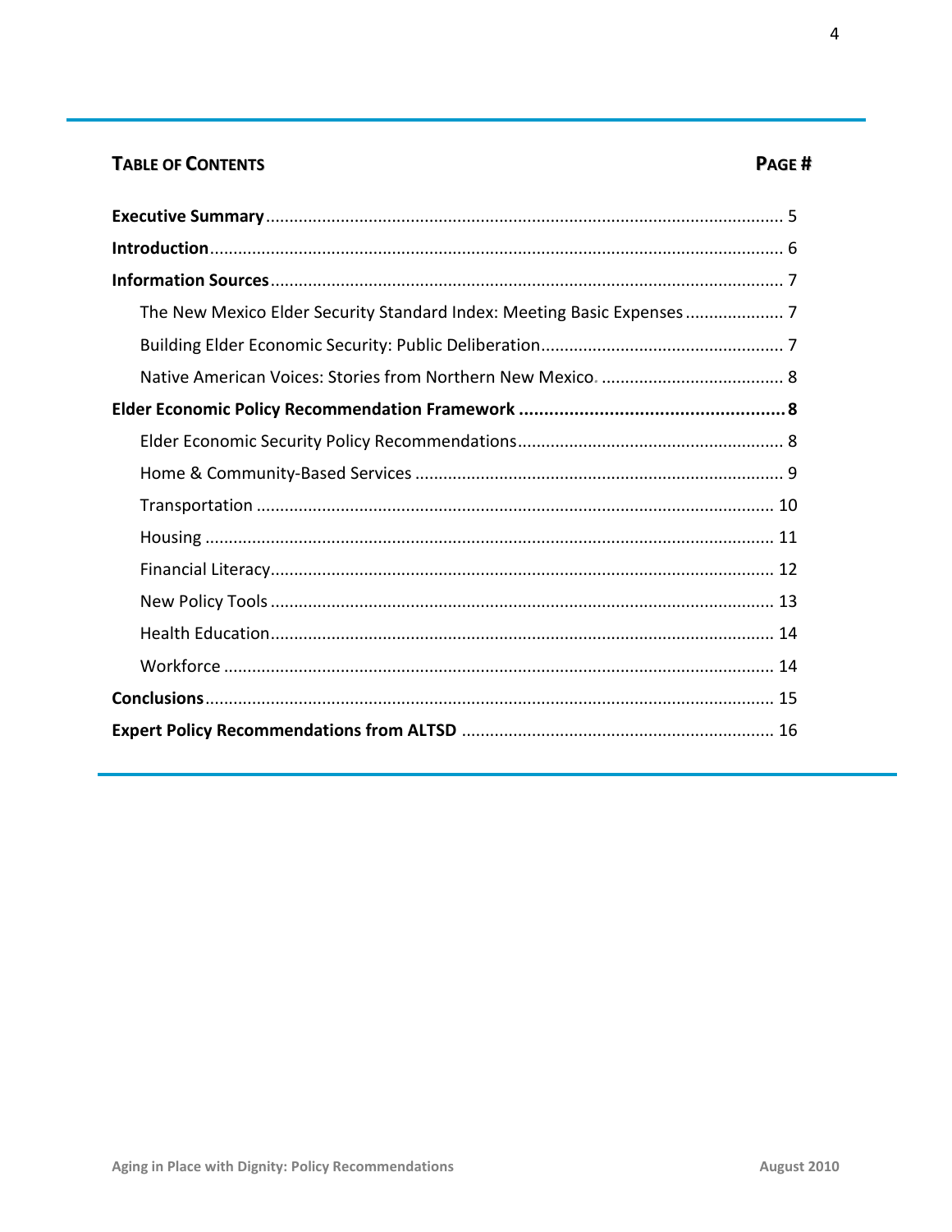## TABLE OF CONTENTS

| | PAGE # |
|---|---|
| **Executive Summary** | 5 |
| **Introduction** | 6 |
| **Information Sources** | 7 |
| The New Mexico Elder Security Standard Index: Meeting Basic Expenses | 7 |
| Building Elder Economic Security: Public Deliberation | 7 |
| Native American Voices: Stories from Northern New Mexico | 8 |
| **Elder Economic Policy Recommendation Framework** | **8** |
| Elder Economic Security Policy Recommendations | 8 |
| Home & Community-Based Services | 9 |
| Transportation | 10 |
| Housing | 11 |
| Financial Literacy | 12 |
| New Policy Tools | 13 |
| Health Education | 14 |
| Workforce | 14 |
| **Conclusions** | 15 |
| **Expert Policy Recommendations from ALTSD** | 16 |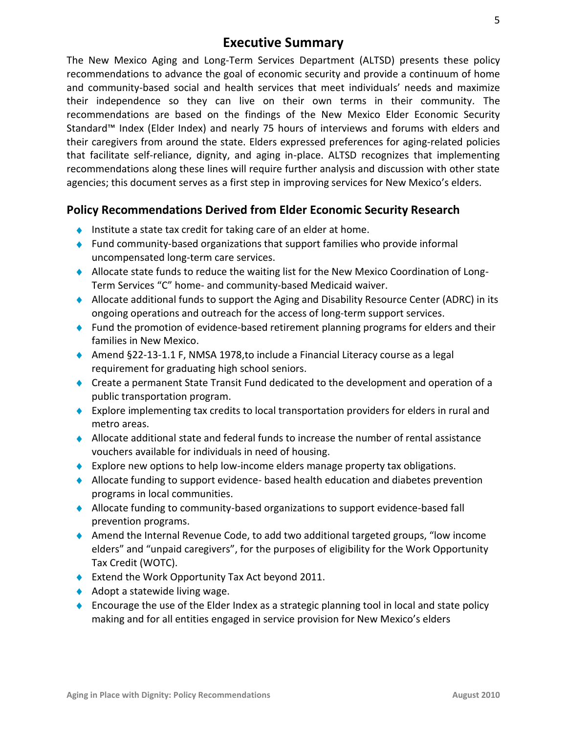# Executive Summary

The New Mexico Aging and Long-Term Services Department (ALTSD) presents these policy recommendations to advance the goal of economic security and provide a continuum of home and community-based social and health services that meet individuals' needs and maximize their independence so they can live on their own terms in their community. The recommendations are based on the findings of the New Mexico Elder Economic Security Standard™ Index (Elder Index) and nearly 75 hours of interviews and forums with elders and their caregivers from around the state. Elders expressed preferences for aging-related policies that facilitate self-reliance, dignity, and aging in-place. ALTSD recognizes that implementing recommendations along these lines will require further analysis and discussion with other state agencies; this document serves as a first step in improving services for New Mexico's elders.

## Policy Recommendations Derived from Elder Economic Security Research

- Institute a state tax credit for taking care of an elder at home.
- Fund community-based organizations that support families who provide informal uncompensated long-term care services.
- Allocate state funds to reduce the waiting list for the New Mexico Coordination of Long-Term Services "C" home- and community-based Medicaid waiver.
- Allocate additional funds to support the Aging and Disability Resource Center (ADRC) in its ongoing operations and outreach for the access of long-term support services.
- Fund the promotion of evidence-based retirement planning programs for elders and their families in New Mexico.
- Amend §22-13-1.1 F, NMSA 1978,to include a Financial Literacy course as a legal requirement for graduating high school seniors.
- Create a permanent State Transit Fund dedicated to the development and operation of a public transportation program.
- Explore implementing tax credits to local transportation providers for elders in rural and metro areas.
- Allocate additional state and federal funds to increase the number of rental assistance vouchers available for individuals in need of housing.
- Explore new options to help low-income elders manage property tax obligations.
- Allocate funding to support evidence- based health education and diabetes prevention programs in local communities.
- Allocate funding to community-based organizations to support evidence-based fall prevention programs.
- Amend the Internal Revenue Code, to add two additional targeted groups, "low income elders" and "unpaid caregivers", for the purposes of eligibility for the Work Opportunity Tax Credit (WOTC).
- Extend the Work Opportunity Tax Act beyond 2011.
- Adopt a statewide living wage.
- Encourage the use of the Elder Index as a strategic planning tool in local and state policy making and for all entities engaged in service provision for New Mexico's elders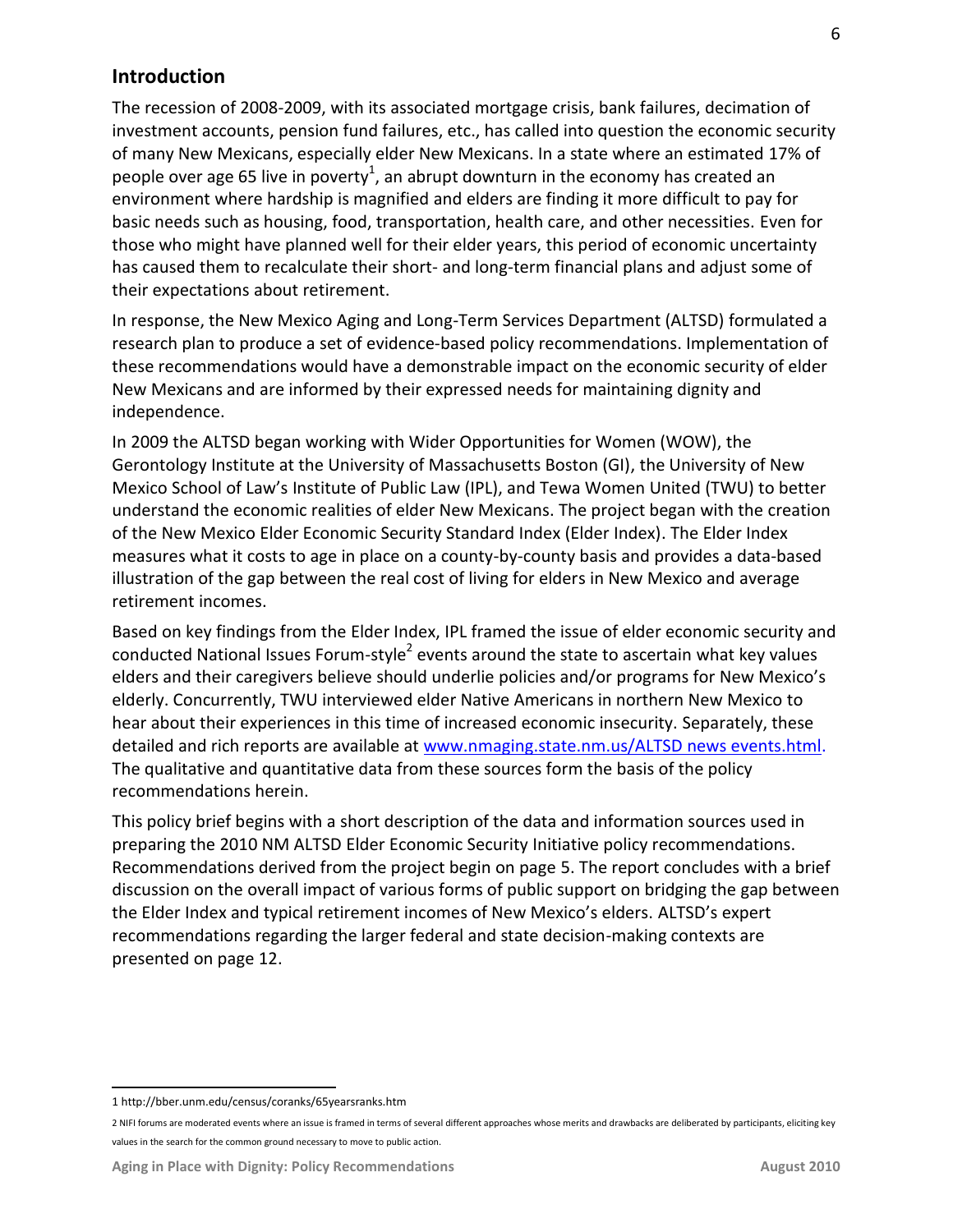## Introduction

The recession of 2008-2009, with its associated mortgage crisis, bank failures, decimation of investment accounts, pension fund failures, etc., has called into question the economic security of many New Mexicans, especially elder New Mexicans. In a state where an estimated 17% of people over age 65 live in poverty[1], an abrupt downturn in the economy has created an environment where hardship is magnified and elders are finding it more difficult to pay for basic needs such as housing, food, transportation, health care, and other necessities. Even for those who might have planned well for their elder years, this period of economic uncertainty has caused them to recalculate their short- and long-term financial plans and adjust some of their expectations about retirement.

In response, the New Mexico Aging and Long-Term Services Department (ALTSD) formulated a research plan to produce a set of evidence-based policy recommendations. Implementation of these recommendations would have a demonstrable impact on the economic security of elder New Mexicans and are informed by their expressed needs for maintaining dignity and independence.

In 2009 the ALTSD began working with Wider Opportunities for Women (WOW), the Gerontology Institute at the University of Massachusetts Boston (GI), the University of New Mexico School of Law's Institute of Public Law (IPL), and Tewa Women United (TWU) to better understand the economic realities of elder New Mexicans. The project began with the creation of the New Mexico Elder Economic Security Standard Index (Elder Index). The Elder Index measures what it costs to age in place on a county-by-county basis and provides a data-based illustration of the gap between the real cost of living for elders in New Mexico and average retirement incomes.

Based on key findings from the Elder Index, IPL framed the issue of elder economic security and conducted National Issues Forum-style[2] events around the state to ascertain what key values elders and their caregivers believe should underlie policies and/or programs for New Mexico's elderly. Concurrently, TWU interviewed elder Native Americans in northern New Mexico to hear about their experiences in this time of increased economic insecurity. Separately, these detailed and rich reports are available at www.nmaging.state.nm.us/ALTSD news events.html. The qualitative and quantitative data from these sources form the basis of the policy recommendations herein.

This policy brief begins with a short description of the data and information sources used in preparing the 2010 NM ALTSD Elder Economic Security Initiative policy recommendations. Recommendations derived from the project begin on page 5. The report concludes with a brief discussion on the overall impact of various forms of public support on bridging the gap between the Elder Index and typical retirement incomes of New Mexico's elders. ALTSD's expert recommendations regarding the larger federal and state decision-making contexts are presented on page 12.

---

1 http://bber.unm.edu/census/coranks/65yearsranks.htm

2 NIFI forums are moderated events where an issue is framed in terms of several different approaches whose merits and drawbacks are deliberated by participants, eliciting key values in the search for the common ground necessary to move to public action.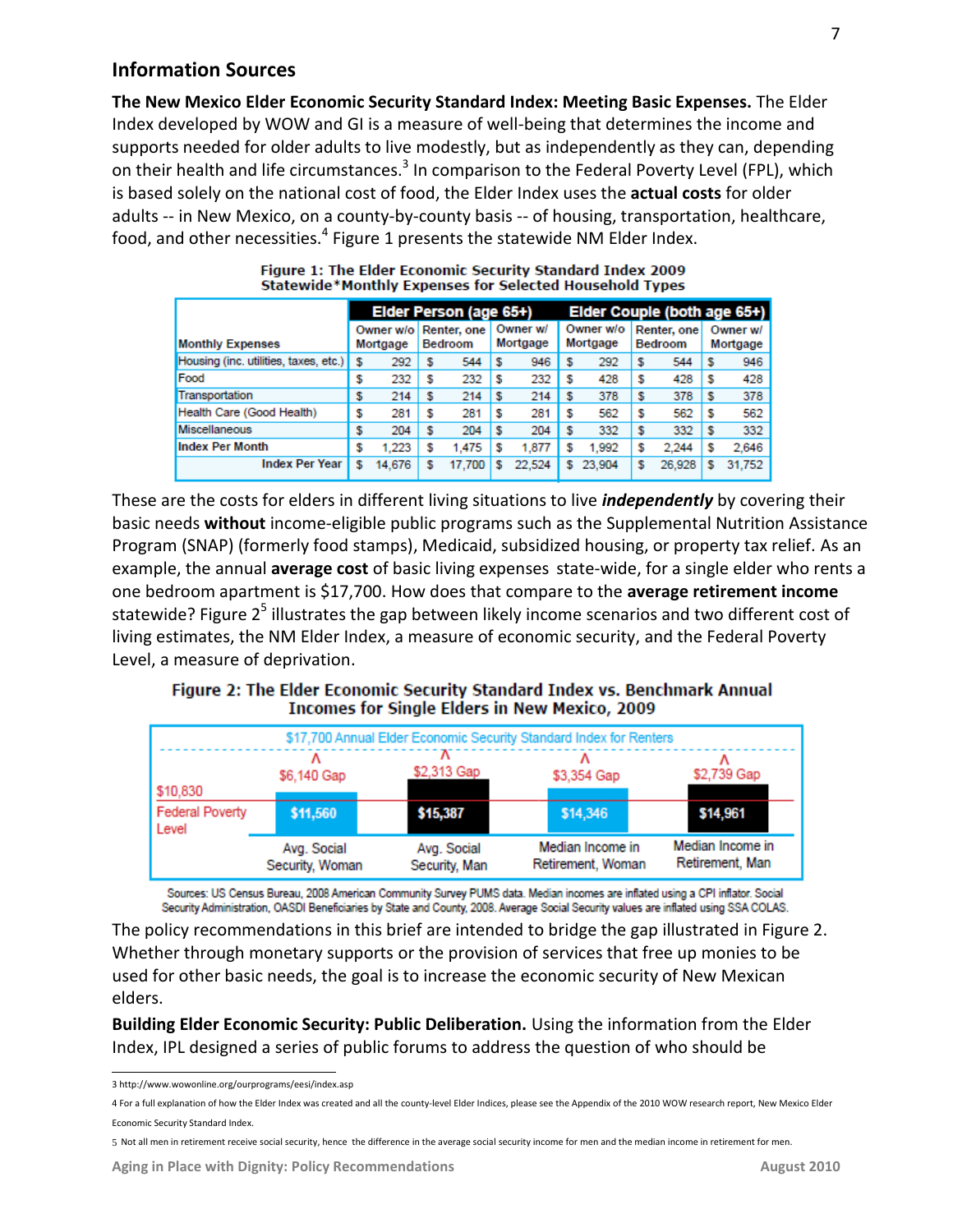## Information Sources

**The New Mexico Elder Economic Security Standard Index: Meeting Basic Expenses.** The Elder Index developed by WOW and GI is a measure of well-being that determines the income and supports needed for older adults to live modestly, but as independently as they can, depending on their health and life circumstances.[3] In comparison to the Federal Poverty Level (FPL), which is based solely on the national cost of food, the Elder Index uses the **actual costs** for older adults -- in New Mexico, on a county-by-county basis -- of housing, transportation, healthcare, food, and other necessities.[4] Figure 1 presents the statewide NM Elder Index.

**Figure 1: The Elder Economic Security Standard Index 2009 Statewide\*Monthly Expenses for Selected Household Types**

| Monthly Expenses | Elder Person (age 65+) | | | Elder Couple (both age 65+) | | |
|---|---|---|---|---|---|---|
| | Owner w/o Mortgage | Renter, one Bedroom | Owner w/ Mortgage | Owner w/o Mortgage | Renter, one Bedroom | Owner w/ Mortgage |
| Housing (inc. utilities, taxes, etc.) | $ 292 | $ 544 | $ 946 | $ 292 | $ 544 | $ 946 |
| Food | $ 232 | $ 232 | $ 232 | $ 428 | $ 428 | $ 428 |
| Transportation | $ 214 | $ 214 | $ 214 | $ 378 | $ 378 | $ 378 |
| Health Care (Good Health) | $ 281 | $ 281 | $ 281 | $ 562 | $ 562 | $ 562 |
| Miscellaneous | $ 204 | $ 204 | $ 204 | $ 332 | $ 332 | $ 332 |
| Index Per Month | $ 1,223 | $ 1,475 | $ 1,877 | $ 1,992 | $ 2,244 | $ 2,646 |
| Index Per Year | $ 14,676 | $ 17,700 | $ 22,524 | $ 23,904 | $ 26,928 | $ 31,752 |

These are the costs for elders in different living situations to live ***independently*** by covering their basic needs **without** income-eligible public programs such as the Supplemental Nutrition Assistance Program (SNAP) (formerly food stamps), Medicaid, subsidized housing, or property tax relief. As an example, the annual **average cost** of basic living expenses state-wide, for a single elder who rents a one bedroom apartment is $17,700. How does that compare to the **average retirement income** statewide? Figure 2[5] illustrates the gap between likely income scenarios and two different cost of living estimates, the NM Elder Index, a measure of economic security, and the Federal Poverty Level, a measure of deprivation.

**Figure 2: The Elder Economic Security Standard Index vs. Benchmark Annual Incomes for Single Elders in New Mexico, 2009**

$17,700 Annual Elder Economic Security Standard Index for Renters

$10,830 Federal Poverty Level

| | Avg. Social Security, Woman | Avg. Social Security, Man | Median Income in Retirement, Woman | Median Income in Retirement, Man |
|---|---|---|---|---|
| Income | $11,560 | $15,387 | $14,346 | $14,961 |
| Gap | $6,140 Gap | $2,313 Gap | $3,354 Gap | $2,739 Gap |

Sources: US Census Bureau, 2008 American Community Survey PUMS data. Median incomes are inflated using a CPI inflator. Social Security Administration, OASDI Beneficiaries by State and County, 2008. Average Social Security values are inflated using SSA COLAS.

The policy recommendations in this brief are intended to bridge the gap illustrated in Figure 2. Whether through monetary supports or the provision of services that free up monies to be used for other basic needs, the goal is to increase the economic security of New Mexican elders.

**Building Elder Economic Security: Public Deliberation.** Using the information from the Elder Index, IPL designed a series of public forums to address the question of who should be

---

3 http://www.wowonline.org/ourprograms/eesi/index.asp

4 For a full explanation of how the Elder Index was created and all the county-level Elder Indices, please see the Appendix of the 2010 WOW research report, New Mexico Elder Economic Security Standard Index.

5 Not all men in retirement receive social security, hence the difference in the average social security income for men and the median income in retirement for men.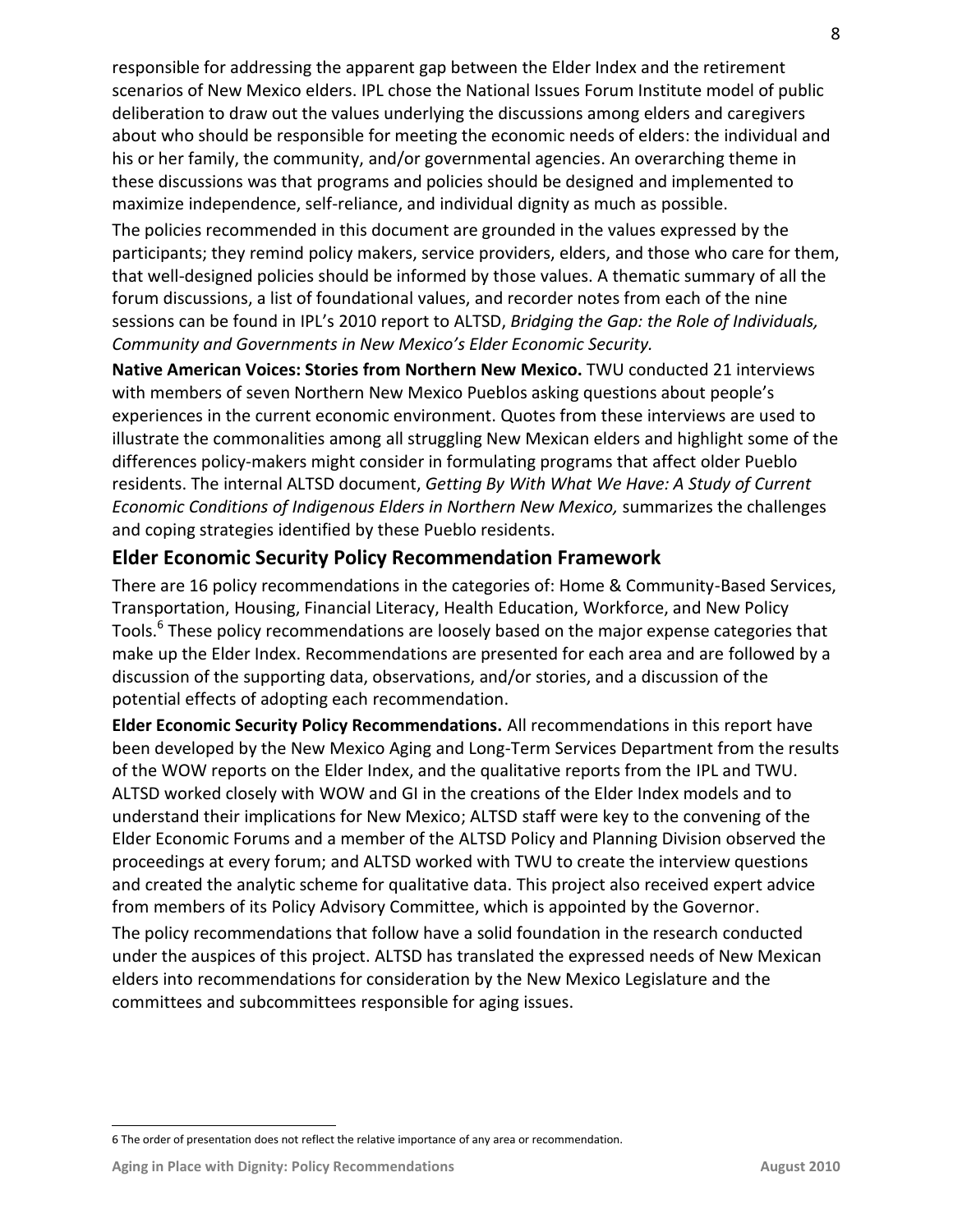responsible for addressing the apparent gap between the Elder Index and the retirement scenarios of New Mexico elders. IPL chose the National Issues Forum Institute model of public deliberation to draw out the values underlying the discussions among elders and caregivers about who should be responsible for meeting the economic needs of elders: the individual and his or her family, the community, and/or governmental agencies. An overarching theme in these discussions was that programs and policies should be designed and implemented to maximize independence, self-reliance, and individual dignity as much as possible.

The policies recommended in this document are grounded in the values expressed by the participants; they remind policy makers, service providers, elders, and those who care for them, that well-designed policies should be informed by those values. A thematic summary of all the forum discussions, a list of foundational values, and recorder notes from each of the nine sessions can be found in IPL's 2010 report to ALTSD, *Bridging the Gap: the Role of Individuals, Community and Governments in New Mexico's Elder Economic Security.*

**Native American Voices: Stories from Northern New Mexico.** TWU conducted 21 interviews with members of seven Northern New Mexico Pueblos asking questions about people's experiences in the current economic environment. Quotes from these interviews are used to illustrate the commonalities among all struggling New Mexican elders and highlight some of the differences policy-makers might consider in formulating programs that affect older Pueblo residents. The internal ALTSD document, *Getting By With What We Have: A Study of Current Economic Conditions of Indigenous Elders in Northern New Mexico,* summarizes the challenges and coping strategies identified by these Pueblo residents.

## Elder Economic Security Policy Recommendation Framework

There are 16 policy recommendations in the categories of: Home & Community-Based Services, Transportation, Housing, Financial Literacy, Health Education, Workforce, and New Policy Tools.[6] These policy recommendations are loosely based on the major expense categories that make up the Elder Index. Recommendations are presented for each area and are followed by a discussion of the supporting data, observations, and/or stories, and a discussion of the potential effects of adopting each recommendation.

**Elder Economic Security Policy Recommendations.** All recommendations in this report have been developed by the New Mexico Aging and Long-Term Services Department from the results of the WOW reports on the Elder Index, and the qualitative reports from the IPL and TWU. ALTSD worked closely with WOW and GI in the creations of the Elder Index models and to understand their implications for New Mexico; ALTSD staff were key to the convening of the Elder Economic Forums and a member of the ALTSD Policy and Planning Division observed the proceedings at every forum; and ALTSD worked with TWU to create the interview questions and created the analytic scheme for qualitative data. This project also received expert advice from members of its Policy Advisory Committee, which is appointed by the Governor.

The policy recommendations that follow have a solid foundation in the research conducted under the auspices of this project. ALTSD has translated the expressed needs of New Mexican elders into recommendations for consideration by the New Mexico Legislature and the committees and subcommittees responsible for aging issues.

---

6 The order of presentation does not reflect the relative importance of any area or recommendation.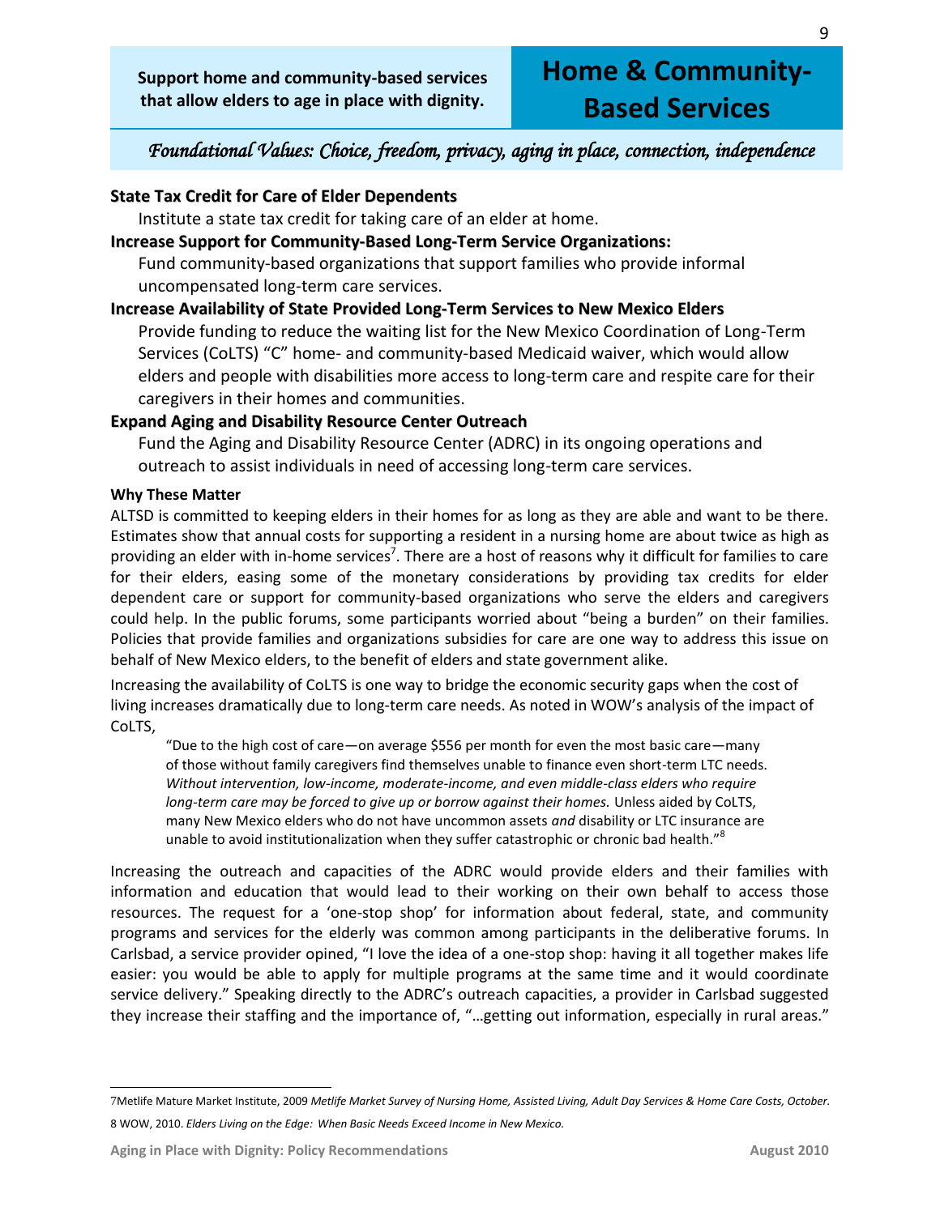**Support home and community-based services that allow elders to age in place with dignity.**

# Home & Community-Based Services

*Foundational Values: Choice, freedom, privacy, aging in place, connection, independence*

**State Tax Credit for Care of Elder Dependents**

Institute a state tax credit for taking care of an elder at home.

**Increase Support for Community-Based Long-Term Service Organizations:**

Fund community-based organizations that support families who provide informal uncompensated long-term care services.

**Increase Availability of State Provided Long-Term Services to New Mexico Elders**

Provide funding to reduce the waiting list for the New Mexico Coordination of Long-Term Services (CoLTS) "C" home- and community-based Medicaid waiver, which would allow elders and people with disabilities more access to long-term care and respite care for their caregivers in their homes and communities.

**Expand Aging and Disability Resource Center Outreach**

Fund the Aging and Disability Resource Center (ADRC) in its ongoing operations and outreach to assist individuals in need of accessing long-term care services.

**Why These Matter**

ALTSD is committed to keeping elders in their homes for as long as they are able and want to be there. Estimates show that annual costs for supporting a resident in a nursing home are about twice as high as providing an elder with in-home services[7]. There are a host of reasons why it difficult for families to care for their elders, easing some of the monetary considerations by providing tax credits for elder dependent care or support for community-based organizations who serve the elders and caregivers could help. In the public forums, some participants worried about "being a burden" on their families. Policies that provide families and organizations subsidies for care are one way to address this issue on behalf of New Mexico elders, to the benefit of elders and state government alike.

Increasing the availability of CoLTS is one way to bridge the economic security gaps when the cost of living increases dramatically due to long-term care needs. As noted in WOW's analysis of the impact of CoLTS,

> "Due to the high cost of care—on average $556 per month for even the most basic care—many of those without family caregivers find themselves unable to finance even short-term LTC needs. *Without intervention, low-income, moderate-income, and even middle-class elders who require long-term care may be forced to give up or borrow against their homes.* Unless aided by CoLTS, many New Mexico elders who do not have uncommon assets *and* disability or LTC insurance are unable to avoid institutionalization when they suffer catastrophic or chronic bad health."[8]

Increasing the outreach and capacities of the ADRC would provide elders and their families with information and education that would lead to their working on their own behalf to access those resources. The request for a 'one-stop shop' for information about federal, state, and community programs and services for the elderly was common among participants in the deliberative forums. In Carlsbad, a service provider opined, "I love the idea of a one-stop shop: having it all together makes life easier: you would be able to apply for multiple programs at the same time and it would coordinate service delivery." Speaking directly to the ADRC's outreach capacities, a provider in Carlsbad suggested they increase their staffing and the importance of, "…getting out information, especially in rural areas."

---

7Metlife Mature Market Institute, 2009 *Metlife Market Survey of Nursing Home, Assisted Living, Adult Day Services & Home Care Costs, October.*

8 WOW, 2010. *Elders Living on the Edge: When Basic Needs Exceed Income in New Mexico.*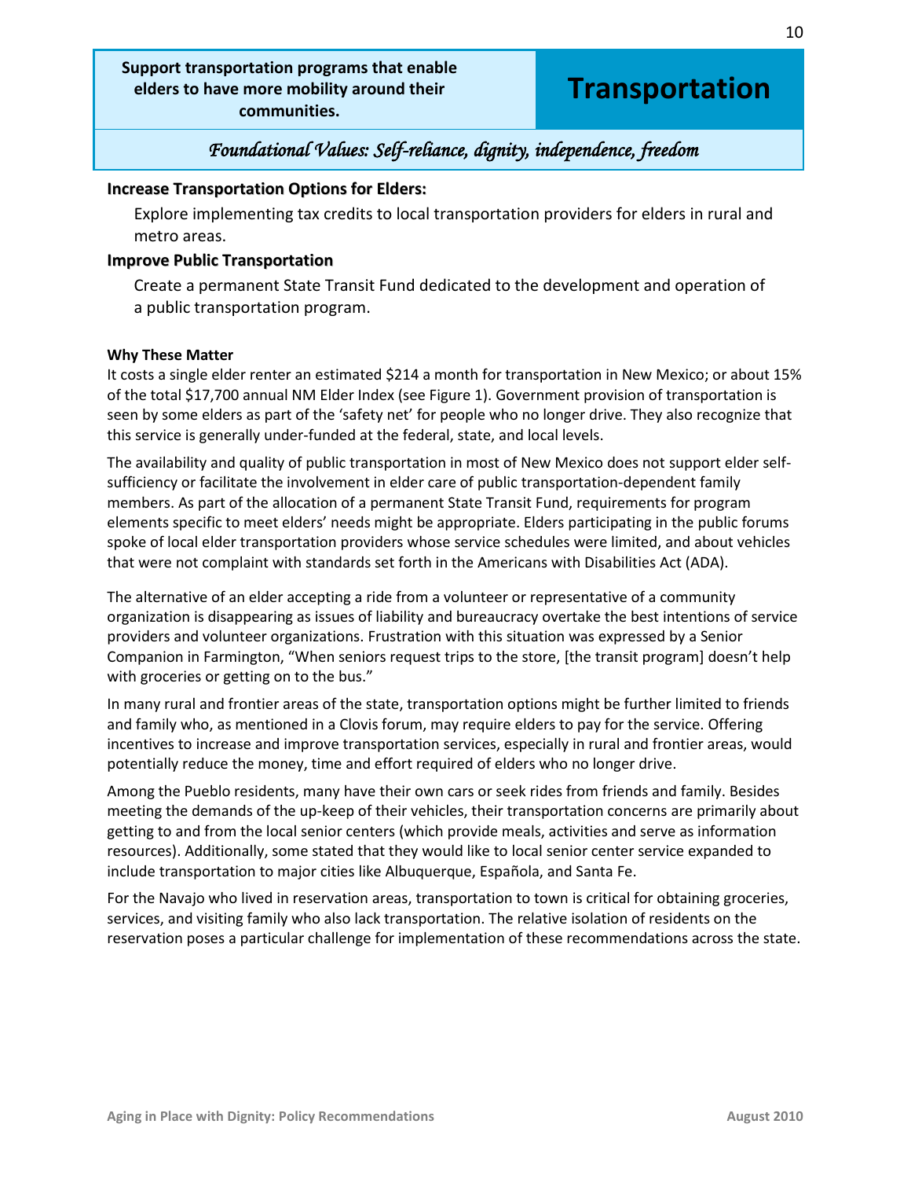**Support transportation programs that enable elders to have more mobility around their communities.**

# Transportation

*Foundational Values: Self-reliance, dignity, independence, freedom*

**Increase Transportation Options for Elders:**

Explore implementing tax credits to local transportation providers for elders in rural and metro areas.

**Improve Public Transportation**

Create a permanent State Transit Fund dedicated to the development and operation of a public transportation program.

**Why These Matter**

It costs a single elder renter an estimated $214 a month for transportation in New Mexico; or about 15% of the total $17,700 annual NM Elder Index (see Figure 1). Government provision of transportation is seen by some elders as part of the 'safety net' for people who no longer drive. They also recognize that this service is generally under-funded at the federal, state, and local levels.

The availability and quality of public transportation in most of New Mexico does not support elder self-sufficiency or facilitate the involvement in elder care of public transportation-dependent family members. As part of the allocation of a permanent State Transit Fund, requirements for program elements specific to meet elders' needs might be appropriate. Elders participating in the public forums spoke of local elder transportation providers whose service schedules were limited, and about vehicles that were not complaint with standards set forth in the Americans with Disabilities Act (ADA).

The alternative of an elder accepting a ride from a volunteer or representative of a community organization is disappearing as issues of liability and bureaucracy overtake the best intentions of service providers and volunteer organizations. Frustration with this situation was expressed by a Senior Companion in Farmington, "When seniors request trips to the store, [the transit program] doesn't help with groceries or getting on to the bus."

In many rural and frontier areas of the state, transportation options might be further limited to friends and family who, as mentioned in a Clovis forum, may require elders to pay for the service. Offering incentives to increase and improve transportation services, especially in rural and frontier areas, would potentially reduce the money, time and effort required of elders who no longer drive.

Among the Pueblo residents, many have their own cars or seek rides from friends and family. Besides meeting the demands of the up-keep of their vehicles, their transportation concerns are primarily about getting to and from the local senior centers (which provide meals, activities and serve as information resources). Additionally, some stated that they would like to local senior center service expanded to include transportation to major cities like Albuquerque, Española, and Santa Fe.

For the Navajo who lived in reservation areas, transportation to town is critical for obtaining groceries, services, and visiting family who also lack transportation. The relative isolation of residents on the reservation poses a particular challenge for implementation of these recommendations across the state.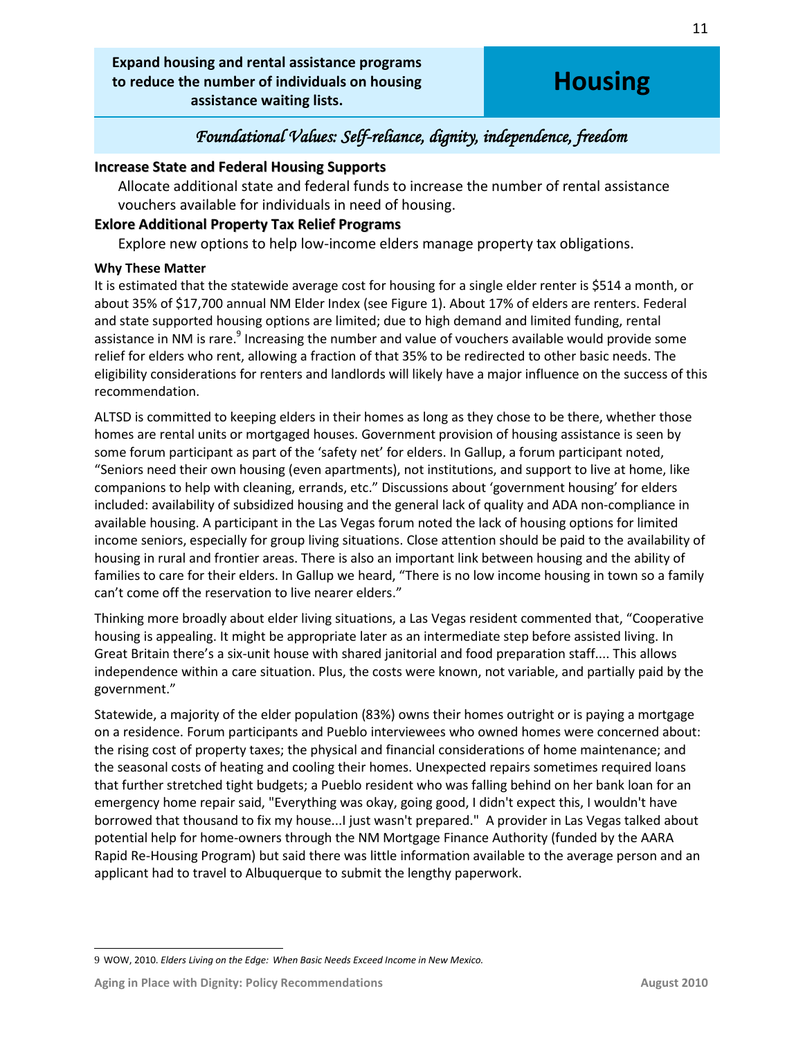**Expand housing and rental assistance programs to reduce the number of individuals on housing assistance waiting lists.**

# Housing

*Foundational Values: Self-reliance, dignity, independence, freedom*

### Increase State and Federal Housing Supports

Allocate additional state and federal funds to increase the number of rental assistance vouchers available for individuals in need of housing.

### Exlore Additional Property Tax Relief Programs

Explore new options to help low-income elders manage property tax obligations.

**Why These Matter**

It is estimated that the statewide average cost for housing for a single elder renter is $514 a month, or about 35% of $17,700 annual NM Elder Index (see Figure 1). About 17% of elders are renters. Federal and state supported housing options are limited; due to high demand and limited funding, rental assistance in NM is rare.[9] Increasing the number and value of vouchers available would provide some relief for elders who rent, allowing a fraction of that 35% to be redirected to other basic needs. The eligibility considerations for renters and landlords will likely have a major influence on the success of this recommendation.

ALTSD is committed to keeping elders in their homes as long as they chose to be there, whether those homes are rental units or mortgaged houses. Government provision of housing assistance is seen by some forum participant as part of the 'safety net' for elders. In Gallup, a forum participant noted, "Seniors need their own housing (even apartments), not institutions, and support to live at home, like companions to help with cleaning, errands, etc." Discussions about 'government housing' for elders included: availability of subsidized housing and the general lack of quality and ADA non-compliance in available housing. A participant in the Las Vegas forum noted the lack of housing options for limited income seniors, especially for group living situations. Close attention should be paid to the availability of housing in rural and frontier areas. There is also an important link between housing and the ability of families to care for their elders. In Gallup we heard, "There is no low income housing in town so a family can't come off the reservation to live nearer elders."

Thinking more broadly about elder living situations, a Las Vegas resident commented that, "Cooperative housing is appealing. It might be appropriate later as an intermediate step before assisted living. In Great Britain there's a six-unit house with shared janitorial and food preparation staff.... This allows independence within a care situation. Plus, the costs were known, not variable, and partially paid by the government."

Statewide, a majority of the elder population (83%) owns their homes outright or is paying a mortgage on a residence. Forum participants and Pueblo interviewees who owned homes were concerned about: the rising cost of property taxes; the physical and financial considerations of home maintenance; and the seasonal costs of heating and cooling their homes. Unexpected repairs sometimes required loans that further stretched tight budgets; a Pueblo resident who was falling behind on her bank loan for an emergency home repair said, "Everything was okay, going good, I didn't expect this, I wouldn't have borrowed that thousand to fix my house...I just wasn't prepared." A provider in Las Vegas talked about potential help for home-owners through the NM Mortgage Finance Authority (funded by the AARA Rapid Re-Housing Program) but said there was little information available to the average person and an applicant had to travel to Albuquerque to submit the lengthy paperwork.

---

9 WOW, 2010. *Elders Living on the Edge: When Basic Needs Exceed Income in New Mexico.*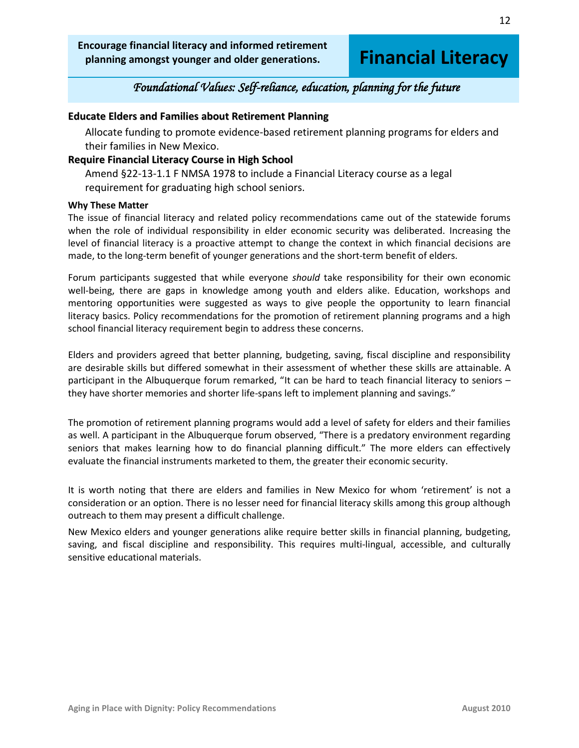**Encourage financial literacy and informed retirement planning amongst younger and older generations.**

# Financial Literacy

*Foundational Values: Self-reliance, education, planning for the future*

### Educate Elders and Families about Retirement Planning

Allocate funding to promote evidence-based retirement planning programs for elders and their families in New Mexico.

### Require Financial Literacy Course in High School

Amend §22-13-1.1 F NMSA 1978 to include a Financial Literacy course as a legal requirement for graduating high school seniors.

#### Why These Matter

The issue of financial literacy and related policy recommendations came out of the statewide forums when the role of individual responsibility in elder economic security was deliberated. Increasing the level of financial literacy is a proactive attempt to change the context in which financial decisions are made, to the long-term benefit of younger generations and the short-term benefit of elders.

Forum participants suggested that while everyone *should* take responsibility for their own economic well-being, there are gaps in knowledge among youth and elders alike. Education, workshops and mentoring opportunities were suggested as ways to give people the opportunity to learn financial literacy basics. Policy recommendations for the promotion of retirement planning programs and a high school financial literacy requirement begin to address these concerns.

Elders and providers agreed that better planning, budgeting, saving, fiscal discipline and responsibility are desirable skills but differed somewhat in their assessment of whether these skills are attainable. A participant in the Albuquerque forum remarked, "It can be hard to teach financial literacy to seniors – they have shorter memories and shorter life-spans left to implement planning and savings."

The promotion of retirement planning programs would add a level of safety for elders and their families as well. A participant in the Albuquerque forum observed, "There is a predatory environment regarding seniors that makes learning how to do financial planning difficult." The more elders can effectively evaluate the financial instruments marketed to them, the greater their economic security.

It is worth noting that there are elders and families in New Mexico for whom 'retirement' is not a consideration or an option. There is no lesser need for financial literacy skills among this group although outreach to them may present a difficult challenge.

New Mexico elders and younger generations alike require better skills in financial planning, budgeting, saving, and fiscal discipline and responsibility. This requires multi-lingual, accessible, and culturally sensitive educational materials.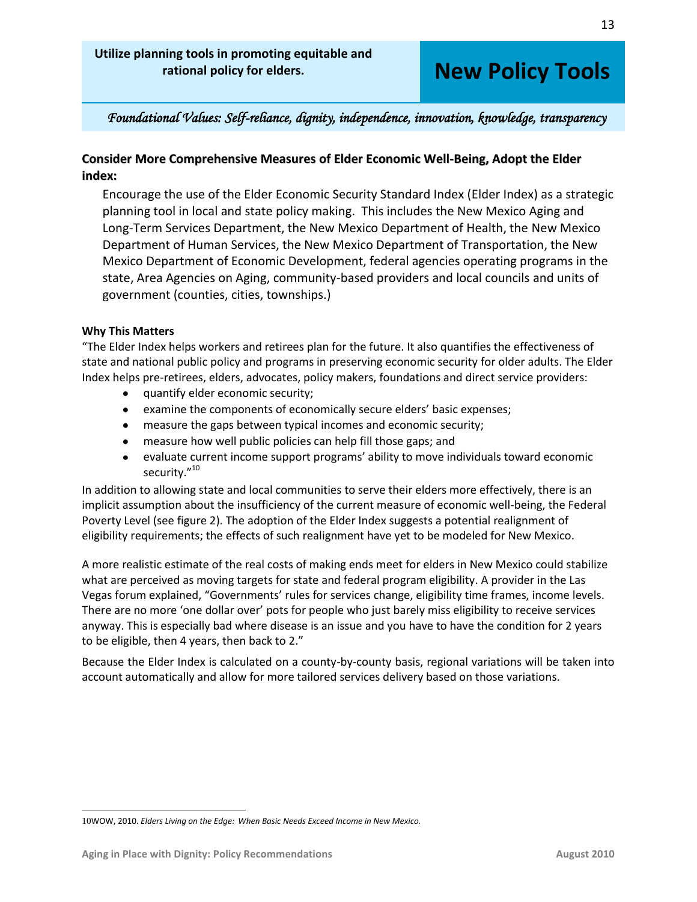**Utilize planning tools in promoting equitable and rational policy for elders.**

# New Policy Tools

*Foundational Values: Self-reliance, dignity, independence, innovation, knowledge, transparency*

### Consider More Comprehensive Measures of Elder Economic Well-Being, Adopt the Elder index:

Encourage the use of the Elder Economic Security Standard Index (Elder Index) as a strategic planning tool in local and state policy making. This includes the New Mexico Aging and Long-Term Services Department, the New Mexico Department of Health, the New Mexico Department of Human Services, the New Mexico Department of Transportation, the New Mexico Department of Economic Development, federal agencies operating programs in the state, Area Agencies on Aging, community-based providers and local councils and units of government (counties, cities, townships.)

**Why This Matters**

"The Elder Index helps workers and retirees plan for the future. It also quantifies the effectiveness of state and national public policy and programs in preserving economic security for older adults. The Elder Index helps pre-retirees, elders, advocates, policy makers, foundations and direct service providers:

- quantify elder economic security;
- examine the components of economically secure elders' basic expenses;
- measure the gaps between typical incomes and economic security;
- measure how well public policies can help fill those gaps; and
- evaluate current income support programs' ability to move individuals toward economic security."[10]

In addition to allowing state and local communities to serve their elders more effectively, there is an implicit assumption about the insufficiency of the current measure of economic well-being, the Federal Poverty Level (see figure 2). The adoption of the Elder Index suggests a potential realignment of eligibility requirements; the effects of such realignment have yet to be modeled for New Mexico.

A more realistic estimate of the real costs of making ends meet for elders in New Mexico could stabilize what are perceived as moving targets for state and federal program eligibility. A provider in the Las Vegas forum explained, "Governments' rules for services change, eligibility time frames, income levels. There are no more 'one dollar over' pots for people who just barely miss eligibility to receive services anyway. This is especially bad where disease is an issue and you have to have the condition for 2 years to be eligible, then 4 years, then back to 2."

Because the Elder Index is calculated on a county-by-county basis, regional variations will be taken into account automatically and allow for more tailored services delivery based on those variations.

---

10WOW, 2010. *Elders Living on the Edge: When Basic Needs Exceed Income in New Mexico.*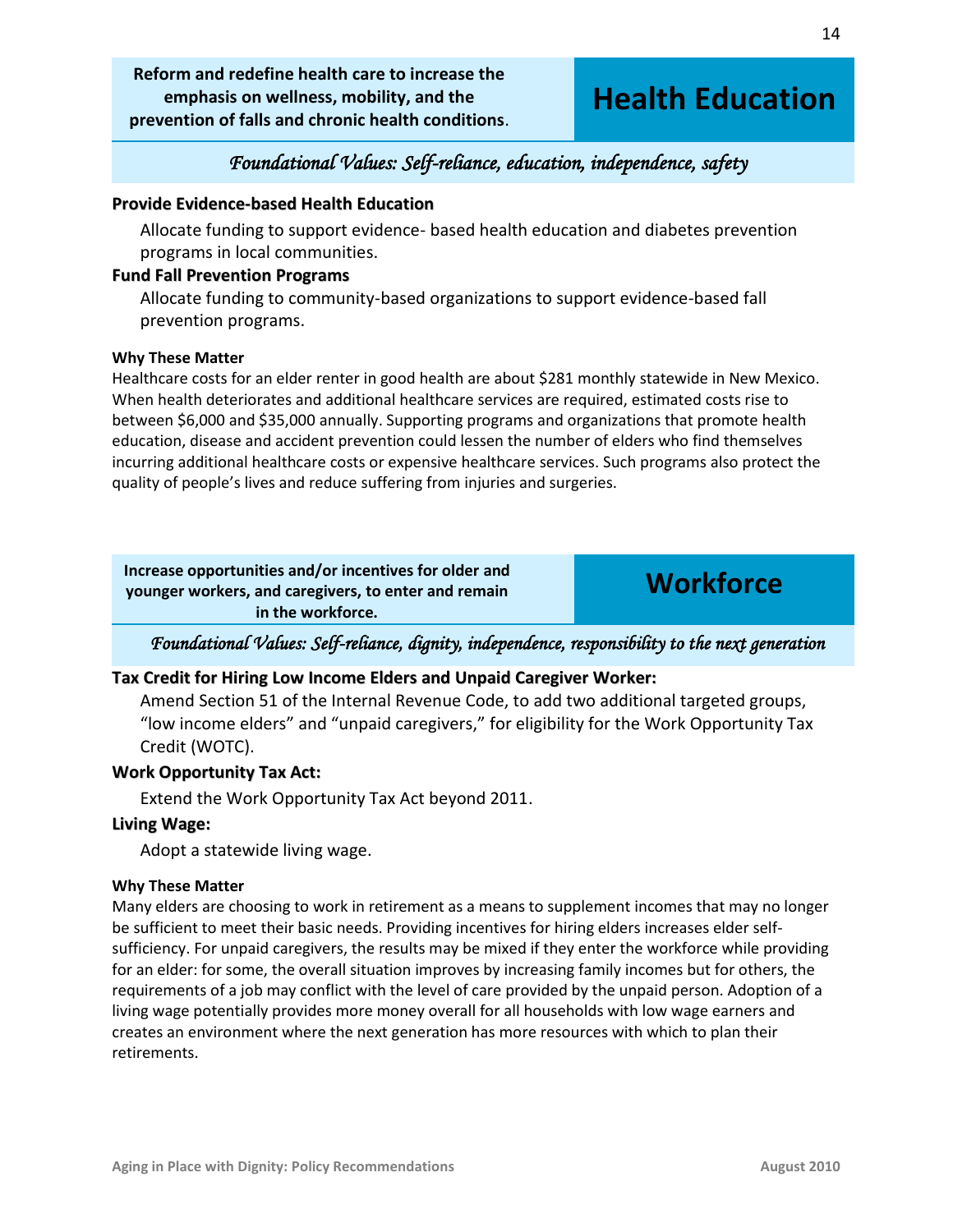**Reform and redefine health care to increase the emphasis on wellness, mobility, and the prevention of falls and chronic health conditions**.

# Health Education

*Foundational Values: Self-reliance, education, independence, safety*

### Provide Evidence-based Health Education

Allocate funding to support evidence- based health education and diabetes prevention programs in local communities.

### Fund Fall Prevention Programs

Allocate funding to community-based organizations to support evidence-based fall prevention programs.

#### Why These Matter

Healthcare costs for an elder renter in good health are about $281 monthly statewide in New Mexico. When health deteriorates and additional healthcare services are required, estimated costs rise to between $6,000 and $35,000 annually. Supporting programs and organizations that promote health education, disease and accident prevention could lessen the number of elders who find themselves incurring additional healthcare costs or expensive healthcare services. Such programs also protect the quality of people's lives and reduce suffering from injuries and surgeries.

**Increase opportunities and/or incentives for older and younger workers, and caregivers, to enter and remain in the workforce.**

# Workforce

*Foundational Values: Self-reliance, dignity, independence, responsibility to the next generation*

### Tax Credit for Hiring Low Income Elders and Unpaid Caregiver Worker:

Amend Section 51 of the Internal Revenue Code, to add two additional targeted groups, "low income elders" and "unpaid caregivers," for eligibility for the Work Opportunity Tax Credit (WOTC).

### Work Opportunity Tax Act:

Extend the Work Opportunity Tax Act beyond 2011.

### Living Wage:

Adopt a statewide living wage.

#### Why These Matter

Many elders are choosing to work in retirement as a means to supplement incomes that may no longer be sufficient to meet their basic needs. Providing incentives for hiring elders increases elder self-sufficiency. For unpaid caregivers, the results may be mixed if they enter the workforce while providing for an elder: for some, the overall situation improves by increasing family incomes but for others, the requirements of a job may conflict with the level of care provided by the unpaid person. Adoption of a living wage potentially provides more money overall for all households with low wage earners and creates an environment where the next generation has more resources with which to plan their retirements.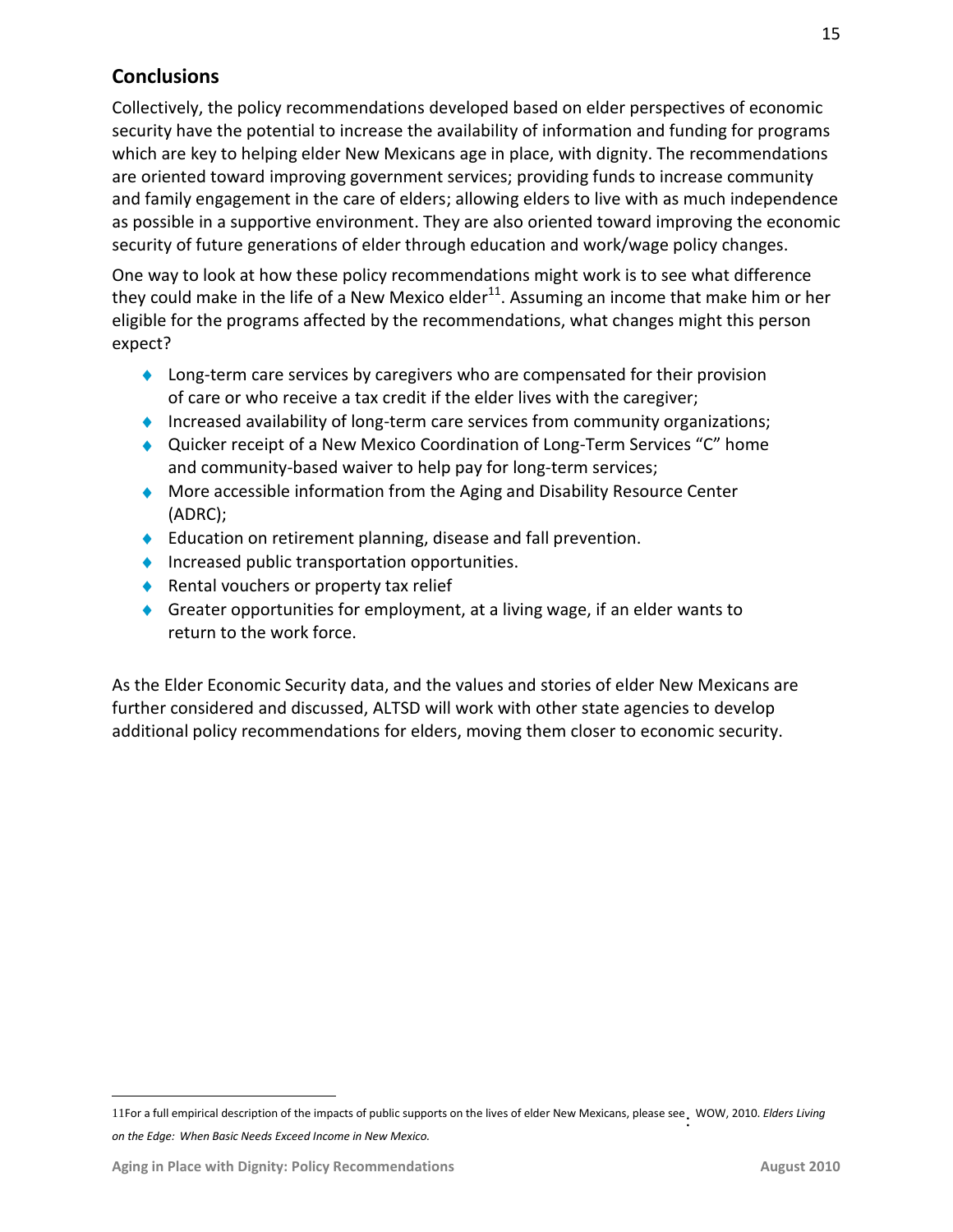## Conclusions

Collectively, the policy recommendations developed based on elder perspectives of economic security have the potential to increase the availability of information and funding for programs which are key to helping elder New Mexicans age in place, with dignity. The recommendations are oriented toward improving government services; providing funds to increase community and family engagement in the care of elders; allowing elders to live with as much independence as possible in a supportive environment. They are also oriented toward improving the economic security of future generations of elder through education and work/wage policy changes.

One way to look at how these policy recommendations might work is to see what difference they could make in the life of a New Mexico elder[11]. Assuming an income that make him or her eligible for the programs affected by the recommendations, what changes might this person expect?

- Long-term care services by caregivers who are compensated for their provision of care or who receive a tax credit if the elder lives with the caregiver;
- Increased availability of long-term care services from community organizations;
- Quicker receipt of a New Mexico Coordination of Long-Term Services "C" home and community-based waiver to help pay for long-term services;
- More accessible information from the Aging and Disability Resource Center (ADRC);
- Education on retirement planning, disease and fall prevention.
- Increased public transportation opportunities.
- Rental vouchers or property tax relief
- Greater opportunities for employment, at a living wage, if an elder wants to return to the work force.

As the Elder Economic Security data, and the values and stories of elder New Mexicans are further considered and discussed, ALTSD will work with other state agencies to develop additional policy recommendations for elders, moving them closer to economic security.

---

11 For a full empirical description of the impacts of public supports on the lives of elder New Mexicans, please see: WOW, 2010. *Elders Living on the Edge: When Basic Needs Exceed Income in New Mexico.*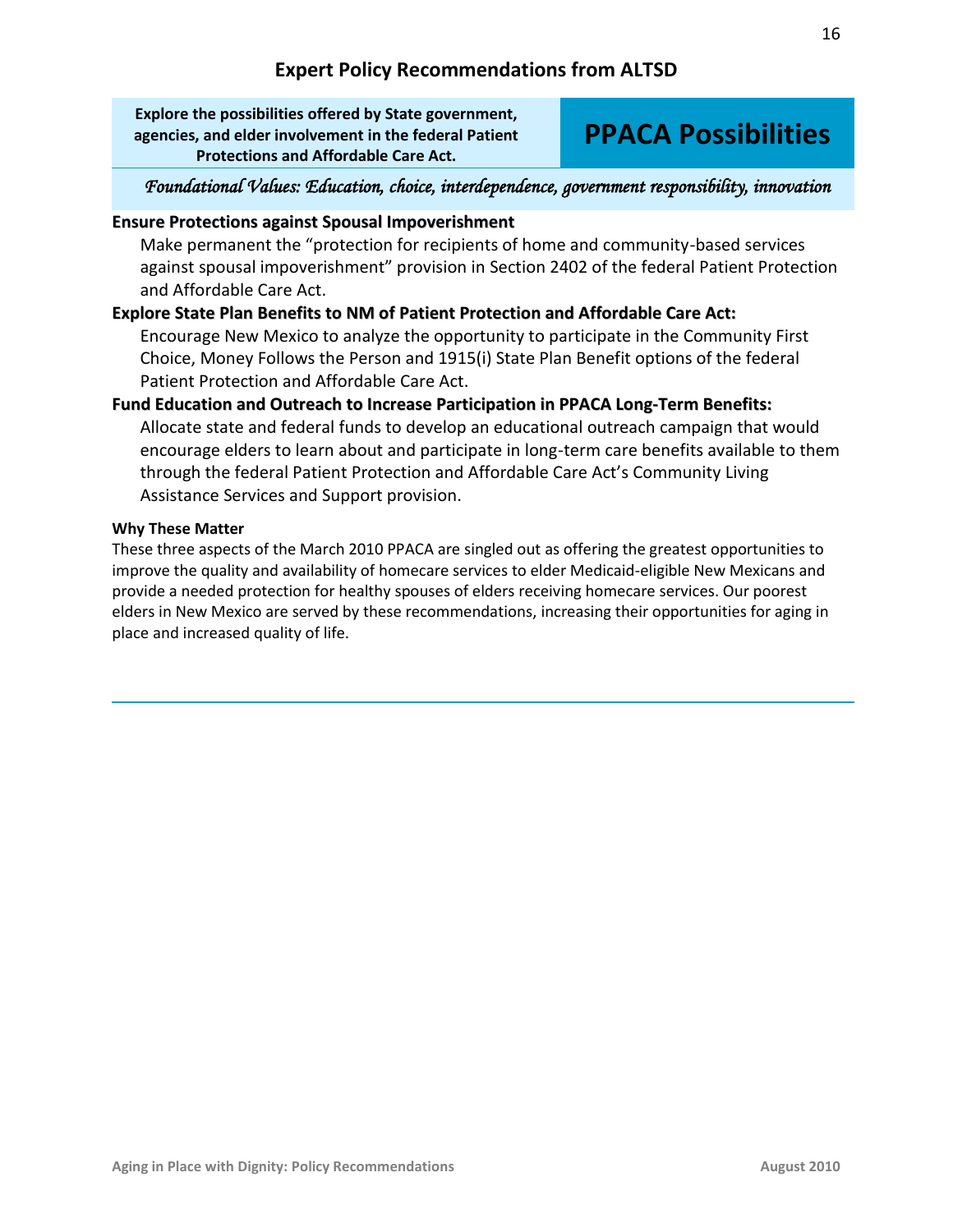## Expert Policy Recommendations from ALTSD

**Explore the possibilities offered by State government, agencies, and elder involvement in the federal Patient Protections and Affordable Care Act.**

# PPACA Possibilities

*Foundational Values: Education, choice, interdependence, government responsibility, innovation*

**Ensure Protections against Spousal Impoverishment**

Make permanent the "protection for recipients of home and community-based services against spousal impoverishment" provision in Section 2402 of the federal Patient Protection and Affordable Care Act.

**Explore State Plan Benefits to NM of Patient Protection and Affordable Care Act:**

Encourage New Mexico to analyze the opportunity to participate in the Community First Choice, Money Follows the Person and 1915(i) State Plan Benefit options of the federal Patient Protection and Affordable Care Act.

**Fund Education and Outreach to Increase Participation in PPACA Long-Term Benefits:**

Allocate state and federal funds to develop an educational outreach campaign that would encourage elders to learn about and participate in long-term care benefits available to them through the federal Patient Protection and Affordable Care Act's Community Living Assistance Services and Support provision.

**Why These Matter**

These three aspects of the March 2010 PPACA are singled out as offering the greatest opportunities to improve the quality and availability of homecare services to elder Medicaid-eligible New Mexicans and provide a needed protection for healthy spouses of elders receiving homecare services. Our poorest elders in New Mexico are served by these recommendations, increasing their opportunities for aging in place and increased quality of life.